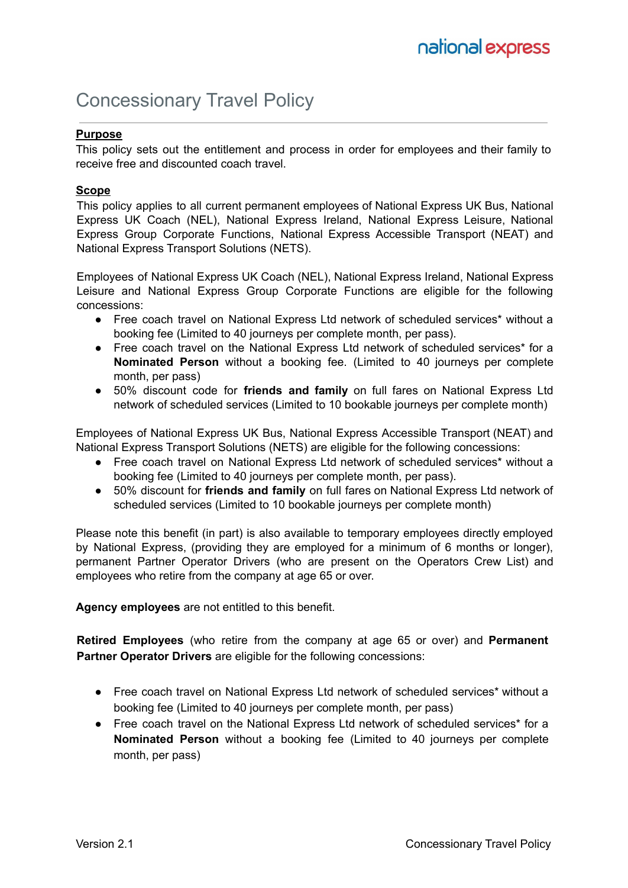# Concessionary Travel Policy

**Purpose**

This policy sets out the entitlement and process in order for employees and their family to receive free and discounted coach travel.

**Scope**

This policy applies to all current permanent employees of National Express UK Bus, National Express UK Coach (NEL), National Express Ireland, National Express Leisure, National Express Group Corporate Functions, National Express Accessible Transport (NEAT) and National Express Transport Solutions (NETS).

Employees of National Express UK Coach (NEL), National Express Ireland, National Express Leisure and National Express Group Corporate Functions are eligible for the following concessions:

- Free coach travel on National Express Ltd network of scheduled services* without a booking fee (Limited to 40 journeys per complete month, per pass).
- Free coach travel on the National Express Ltd network of scheduled services* for a **Nominated Person** without a booking fee. (Limited to 40 journeys per complete month, per pass)
- 50% discount code for **friends and family** on full fares on National Express Ltd network of scheduled services (Limited to 10 bookable journeys per complete month)

Employees of National Express UK Bus, National Express Accessible Transport (NEAT) and National Express Transport Solutions (NETS) are eligible for the following concessions:

- Free coach travel on National Express Ltd network of scheduled services* without a booking fee (Limited to 40 journeys per complete month, per pass).
- 50% discount for **friends and family** on full fares on National Express Ltd network of scheduled services (Limited to 10 bookable journeys per complete month)

Please note this benefit (in part) is also available to temporary employees directly employed by National Express, (providing they are employed for a minimum of 6 months or longer), permanent Partner Operator Drivers (who are present on the Operators Crew List) and employees who retire from the company at age 65 or over.

**Agency employees** are not entitled to this benefit.

**Retired Employees** (who retire from the company at age 65 or over) and **Permanent Partner Operator Drivers** are eligible for the following concessions:

- Free coach travel on National Express Ltd network of scheduled services* without a booking fee (Limited to 40 journeys per complete month, per pass)
- Free coach travel on the National Express Ltd network of scheduled services* for a **Nominated Person** without a booking fee (Limited to 40 journeys per complete month, per pass)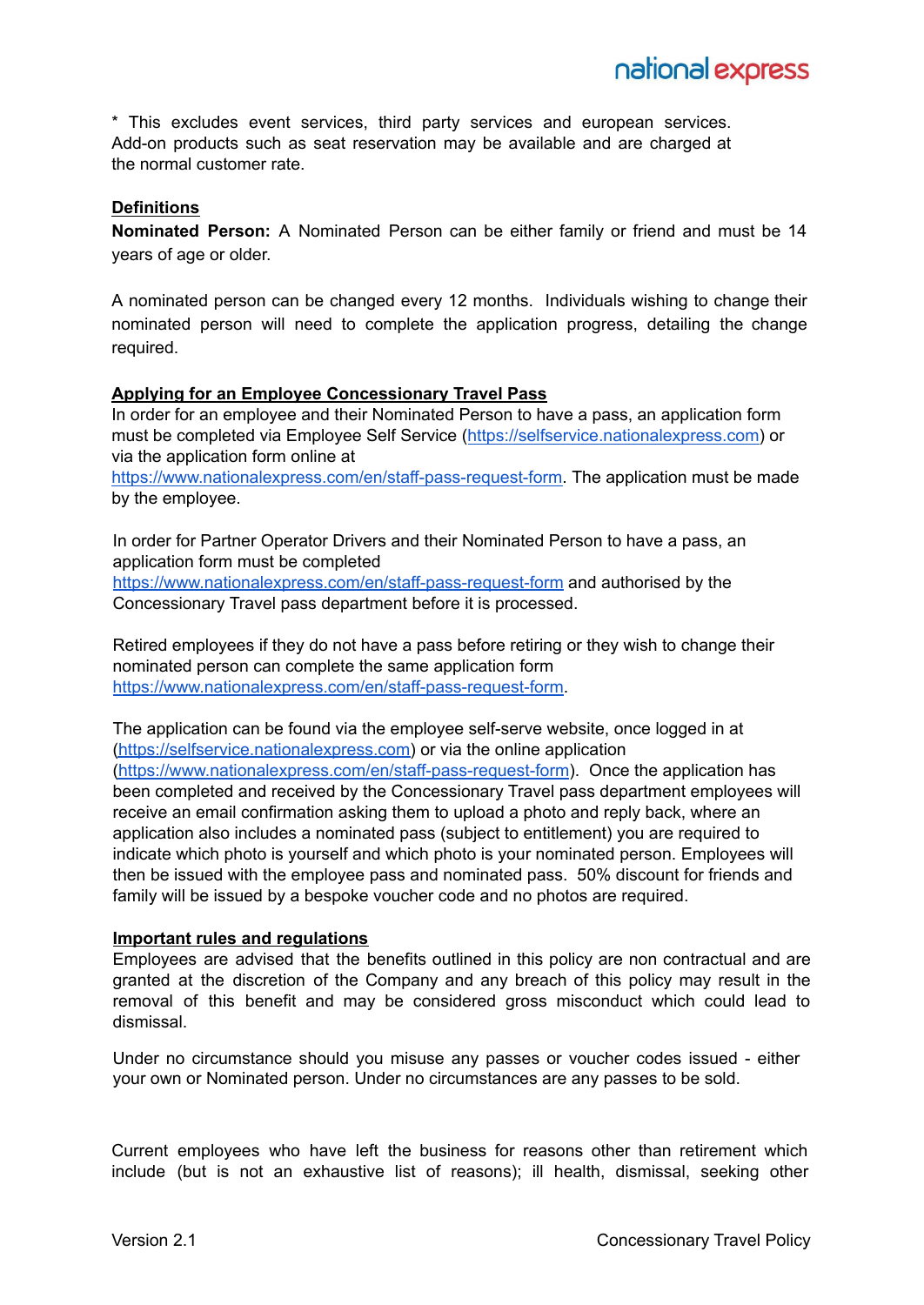* This excludes event services, third party services and european services. Add-on products such as seat reservation may be available and are charged at the normal customer rate.

**Definitions**

**Nominated Person:** A Nominated Person can be either family or friend and must be 14 years of age or older.

A nominated person can be changed every 12 months. Individuals wishing to change their nominated person will need to complete the application progress, detailing the change required.

**Applying for an Employee Concessionary Travel Pass**

In order for an employee and their Nominated Person to have a pass, an application form must be completed via Employee Self Service (https://selfservice.nationalexpress.com) or via the application form online at https://www.nationalexpress.com/en/staff-pass-request-form. The application must be made by the employee.

In order for Partner Operator Drivers and their Nominated Person to have a pass, an application form must be completed https://www.nationalexpress.com/en/staff-pass-request-form and authorised by the Concessionary Travel pass department before it is processed.

Retired employees if they do not have a pass before retiring or they wish to change their nominated person can complete the same application form https://www.nationalexpress.com/en/staff-pass-request-form.

The application can be found via the employee self-serve website, once logged in at (https://selfservice.nationalexpress.com) or via the online application (https://www.nationalexpress.com/en/staff-pass-request-form). Once the application has been completed and received by the Concessionary Travel pass department employees will receive an email confirmation asking them to upload a photo and reply back, where an application also includes a nominated pass (subject to entitlement) you are required to indicate which photo is yourself and which photo is your nominated person. Employees will then be issued with the employee pass and nominated pass. 50% discount for friends and family will be issued by a bespoke voucher code and no photos are required.

**Important rules and regulations**

Employees are advised that the benefits outlined in this policy are non contractual and are granted at the discretion of the Company and any breach of this policy may result in the removal of this benefit and may be considered gross misconduct which could lead to dismissal.

Under no circumstance should you misuse any passes or voucher codes issued - either your own or Nominated person. Under no circumstances are any passes to be sold.

Current employees who have left the business for reasons other than retirement which include (but is not an exhaustive list of reasons); ill health, dismissal, seeking other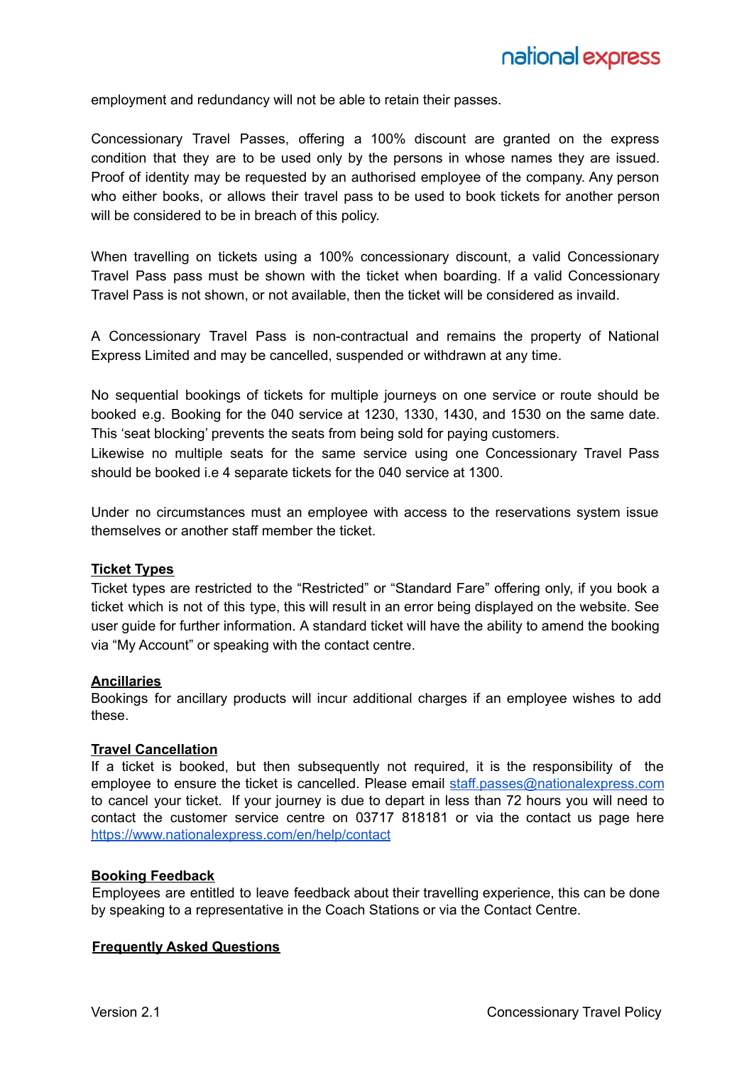employment and redundancy will not be able to retain their passes.

Concessionary Travel Passes, offering a 100% discount are granted on the express condition that they are to be used only by the persons in whose names they are issued. Proof of identity may be requested by an authorised employee of the company. Any person who either books, or allows their travel pass to be used to book tickets for another person will be considered to be in breach of this policy.

When travelling on tickets using a 100% concessionary discount, a valid Concessionary Travel Pass pass must be shown with the ticket when boarding. If a valid Concessionary Travel Pass is not shown, or not available, then the ticket will be considered as invaild.

A Concessionary Travel Pass is non-contractual and remains the property of National Express Limited and may be cancelled, suspended or withdrawn at any time.

No sequential bookings of tickets for multiple journeys on one service or route should be booked e.g. Booking for the 040 service at 1230, 1330, 1430, and 1530 on the same date. This 'seat blocking' prevents the seats from being sold for paying customers.
Likewise no multiple seats for the same service using one Concessionary Travel Pass should be booked i.e 4 separate tickets for the 040 service at 1300.

Under no circumstances must an employee with access to the reservations system issue themselves or another staff member the ticket.

**Ticket Types**

Ticket types are restricted to the "Restricted" or "Standard Fare" offering only, if you book a ticket which is not of this type, this will result in an error being displayed on the website. See user guide for further information. A standard ticket will have the ability to amend the booking via "My Account" or speaking with the contact centre.

**Ancillaries**

Bookings for ancillary products will incur additional charges if an employee wishes to add these.

**Travel Cancellation**

If a ticket is booked, but then subsequently not required, it is the responsibility of the employee to ensure the ticket is cancelled. Please email staff.passes@nationalexpress.com to cancel your ticket. If your journey is due to depart in less than 72 hours you will need to contact the customer service centre on 03717 818181 or via the contact us page here https://www.nationalexpress.com/en/help/contact

**Booking Feedback**

Employees are entitled to leave feedback about their travelling experience, this can be done by speaking to a representative in the Coach Stations or via the Contact Centre.

**Frequently Asked Questions**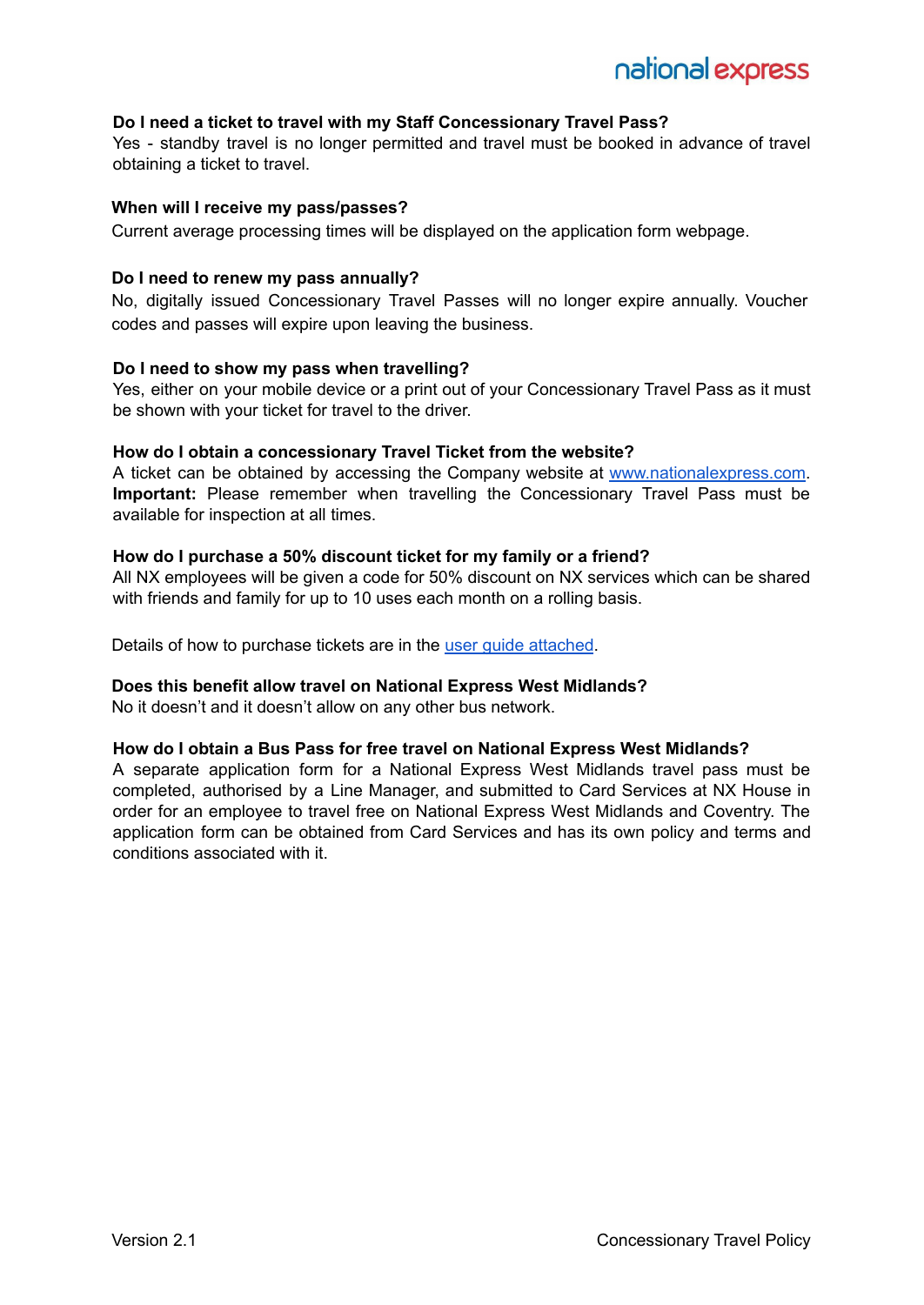**Do I need a ticket to travel with my Staff Concessionary Travel Pass?**
Yes - standby travel is no longer permitted and travel must be booked in advance of travel obtaining a ticket to travel.

**When will I receive my pass/passes?**
Current average processing times will be displayed on the application form webpage.

**Do I need to renew my pass annually?**
No, digitally issued Concessionary Travel Passes will no longer expire annually. Voucher codes and passes will expire upon leaving the business.

**Do I need to show my pass when travelling?**
Yes, either on your mobile device or a print out of your Concessionary Travel Pass as it must be shown with your ticket for travel to the driver.

**How do I obtain a concessionary Travel Ticket from the website?**
A ticket can be obtained by accessing the Company website at [www.nationalexpress.com](www.nationalexpress.com). **Important:** Please remember when travelling the Concessionary Travel Pass must be available for inspection at all times.

**How do I purchase a 50% discount ticket for my family or a friend?**
All NX employees will be given a code for 50% discount on NX services which can be shared with friends and family for up to 10 uses each month on a rolling basis.

Details of how to purchase tickets are in the user guide attached.

**Does this benefit allow travel on National Express West Midlands?**
No it doesn't and it doesn't allow on any other bus network.

**How do I obtain a Bus Pass for free travel on National Express West Midlands?**
A separate application form for a National Express West Midlands travel pass must be completed, authorised by a Line Manager, and submitted to Card Services at NX House in order for an employee to travel free on National Express West Midlands and Coventry. The application form can be obtained from Card Services and has its own policy and terms and conditions associated with it.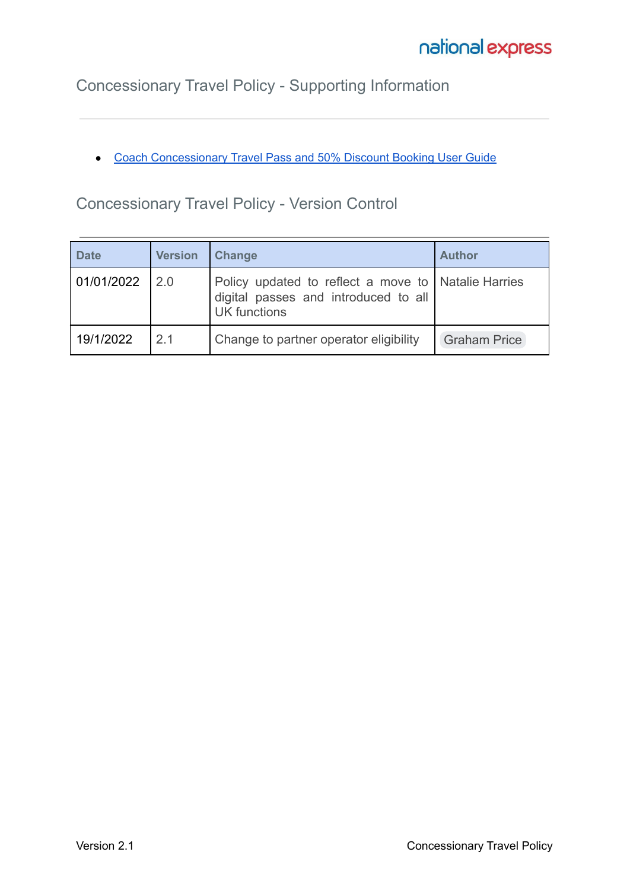## Concessionary Travel Policy - Supporting Information

- [Coach Concessionary Travel Pass and 50% Discount Booking User Guide]()

## Concessionary Travel Policy - Version Control

| Date | Version | Change | Author |
|---|---|---|---|
| 01/01/2022 | 2.0 | Policy updated to reflect a move to digital passes and introduced to all UK functions | Natalie Harries |
| 19/1/2022 | 2.1 | Change to partner operator eligibility | Graham Price |